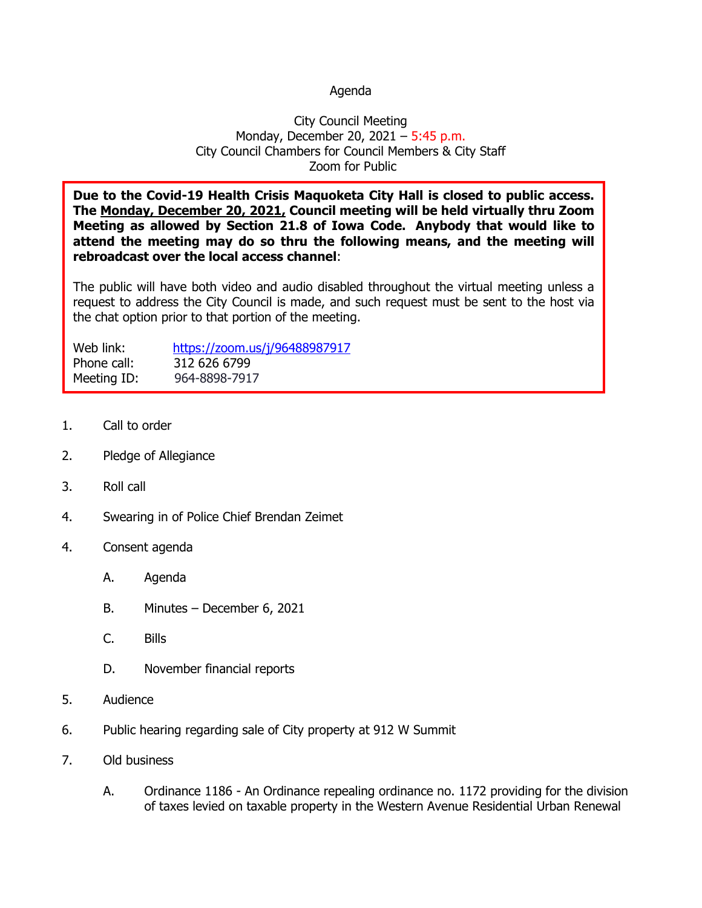Agenda

City Council Meeting
Monday, December 20, 2021 – 5:45 p.m.
City Council Chambers for Council Members & City Staff
Zoom for Public

**Due to the Covid-19 Health Crisis Maquoketa City Hall is closed to public access. The Monday, December 20, 2021, Council meeting will be held virtually thru Zoom Meeting as allowed by Section 21.8 of Iowa Code. Anybody that would like to attend the meeting may do so thru the following means, and the meeting will rebroadcast over the local access channel**:

The public will have both video and audio disabled throughout the virtual meeting unless a request to address the City Council is made, and such request must be sent to the host via the chat option prior to that portion of the meeting.

Web link: https://zoom.us/j/96488987917
Phone call: 312 626 6799
Meeting ID: 964-8898-7917

1. Call to order

2. Pledge of Allegiance

3. Roll call

4. Swearing in of Police Chief Brendan Zeimet

4. Consent agenda

   A. Agenda

   B. Minutes – December 6, 2021

   C. Bills

   D. November financial reports

5. Audience

6. Public hearing regarding sale of City property at 912 W Summit

7. Old business

   A. Ordinance 1186 - An Ordinance repealing ordinance no. 1172 providing for the division of taxes levied on taxable property in the Western Avenue Residential Urban Renewal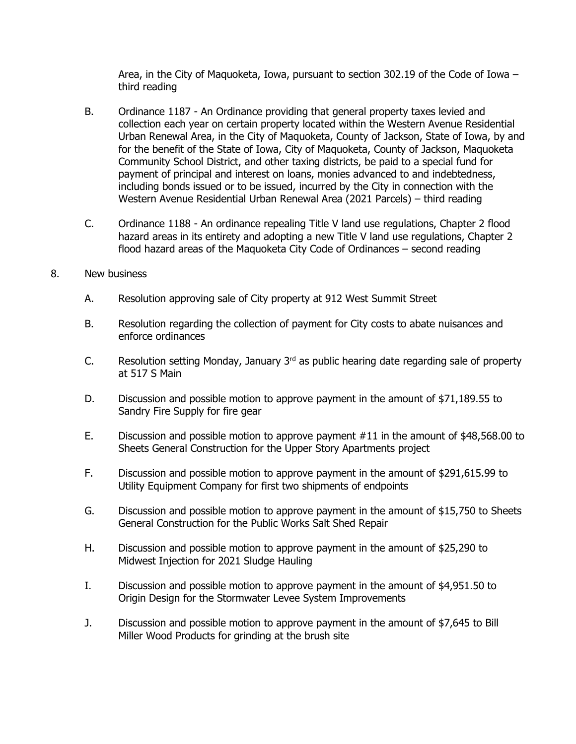Area, in the City of Maquoketa, Iowa, pursuant to section 302.19 of the Code of Iowa – third reading

B. Ordinance 1187 - An Ordinance providing that general property taxes levied and collection each year on certain property located within the Western Avenue Residential Urban Renewal Area, in the City of Maquoketa, County of Jackson, State of Iowa, by and for the benefit of the State of Iowa, City of Maquoketa, County of Jackson, Maquoketa Community School District, and other taxing districts, be paid to a special fund for payment of principal and interest on loans, monies advanced to and indebtedness, including bonds issued or to be issued, incurred by the City in connection with the Western Avenue Residential Urban Renewal Area (2021 Parcels) – third reading

C. Ordinance 1188 - An ordinance repealing Title V land use regulations, Chapter 2 flood hazard areas in its entirety and adopting a new Title V land use regulations, Chapter 2 flood hazard areas of the Maquoketa City Code of Ordinances – second reading

8. New business

A. Resolution approving sale of City property at 912 West Summit Street

B. Resolution regarding the collection of payment for City costs to abate nuisances and enforce ordinances

C. Resolution setting Monday, January 3rd as public hearing date regarding sale of property at 517 S Main

D. Discussion and possible motion to approve payment in the amount of $71,189.55 to Sandry Fire Supply for fire gear

E. Discussion and possible motion to approve payment #11 in the amount of $48,568.00 to Sheets General Construction for the Upper Story Apartments project

F. Discussion and possible motion to approve payment in the amount of $291,615.99 to Utility Equipment Company for first two shipments of endpoints

G. Discussion and possible motion to approve payment in the amount of $15,750 to Sheets General Construction for the Public Works Salt Shed Repair

H. Discussion and possible motion to approve payment in the amount of $25,290 to Midwest Injection for 2021 Sludge Hauling

I. Discussion and possible motion to approve payment in the amount of $4,951.50 to Origin Design for the Stormwater Levee System Improvements

J. Discussion and possible motion to approve payment in the amount of $7,645 to Bill Miller Wood Products for grinding at the brush site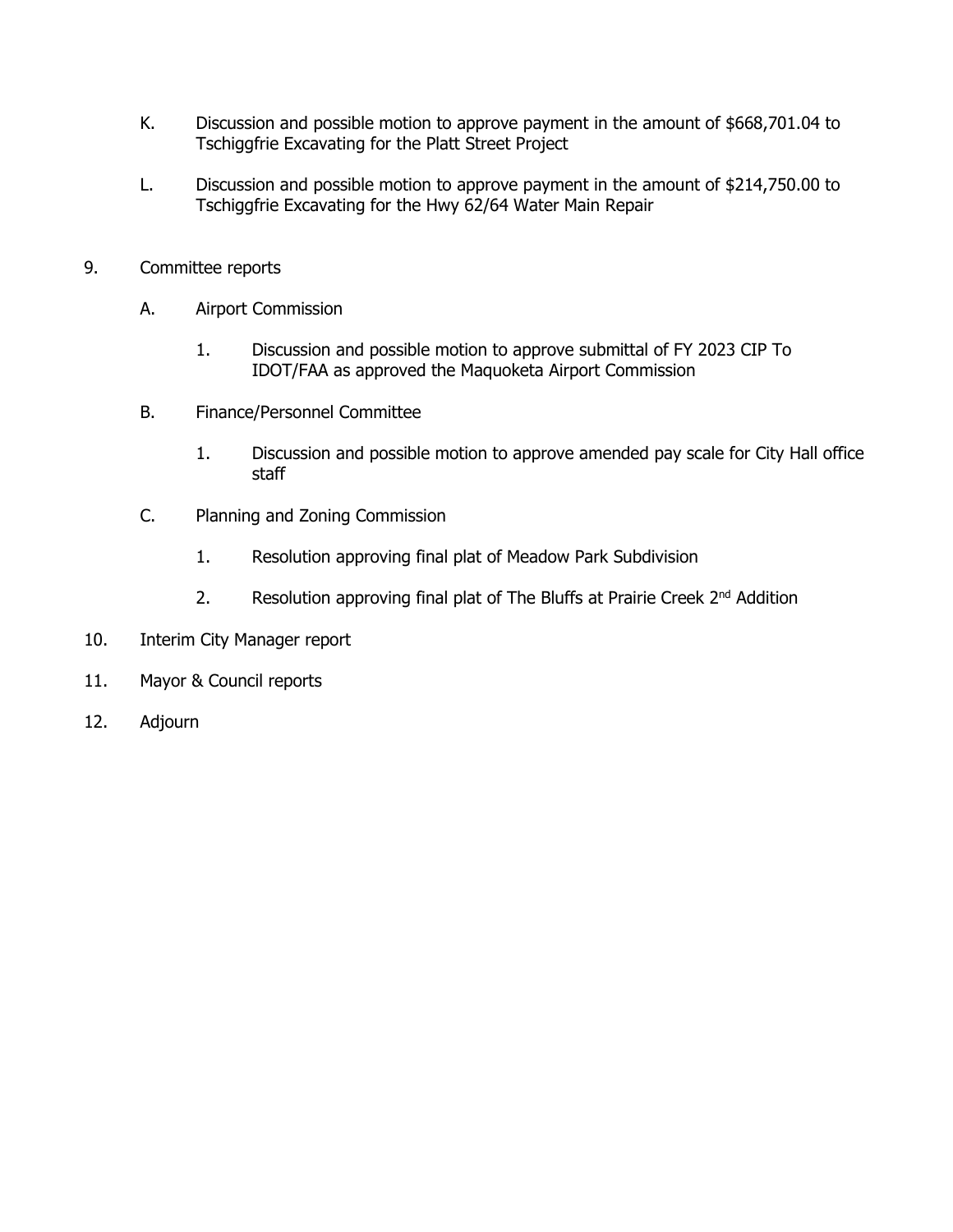K. Discussion and possible motion to approve payment in the amount of $668,701.04 to Tschiggfrie Excavating for the Platt Street Project

L. Discussion and possible motion to approve payment in the amount of $214,750.00 to Tschiggfrie Excavating for the Hwy 62/64 Water Main Repair

9. Committee reports

   A. Airport Commission

      1. Discussion and possible motion to approve submittal of FY 2023 CIP To IDOT/FAA as approved the Maquoketa Airport Commission

   B. Finance/Personnel Committee

      1. Discussion and possible motion to approve amended pay scale for City Hall office staff

   C. Planning and Zoning Commission

      1. Resolution approving final plat of Meadow Park Subdivision

      2. Resolution approving final plat of The Bluffs at Prairie Creek 2nd Addition

10. Interim City Manager report

11. Mayor & Council reports

12. Adjourn